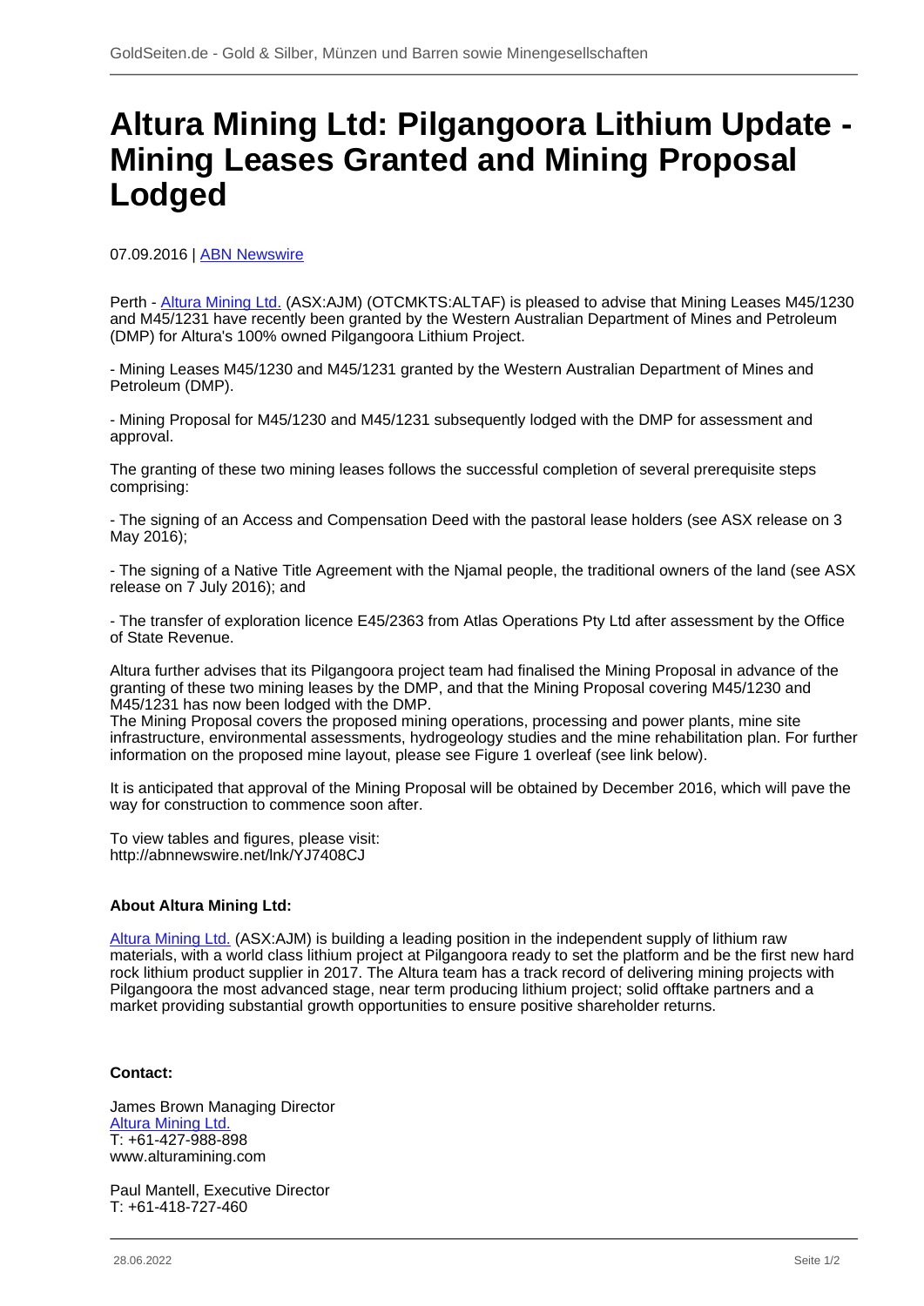# Altura Mining Ltd: Pilgangoora Lithium Update - Mining Leases Granted and Mining Proposal Lodged

07.09.2016 | ABN Newswire

Perth - Altura Mining Ltd. (ASX:AJM) (OTCMKTS:ALTAF) is pleased to advise that Mining Leases M45/1230 and M45/1231 have recently been granted by the Western Australian Department of Mines and Petroleum (DMP) for Altura's 100% owned Pilgangoora Lithium Project.

- Mining Leases M45/1230 and M45/1231 granted by the Western Australian Department of Mines and Petroleum (DMP).

- Mining Proposal for M45/1230 and M45/1231 subsequently lodged with the DMP for assessment and approval.

The granting of these two mining leases follows the successful completion of several prerequisite steps comprising:

- The signing of an Access and Compensation Deed with the pastoral lease holders (see ASX release on 3 May 2016);

- The signing of a Native Title Agreement with the Njamal people, the traditional owners of the land (see ASX release on 7 July 2016); and

- The transfer of exploration licence E45/2363 from Atlas Operations Pty Ltd after assessment by the Office of State Revenue.

Altura further advises that its Pilgangoora project team had finalised the Mining Proposal in advance of the granting of these two mining leases by the DMP, and that the Mining Proposal covering M45/1230 and M45/1231 has now been lodged with the DMP.
The Mining Proposal covers the proposed mining operations, processing and power plants, mine site infrastructure, environmental assessments, hydrogeology studies and the mine rehabilitation plan. For further information on the proposed mine layout, please see Figure 1 overleaf (see link below).

It is anticipated that approval of the Mining Proposal will be obtained by December 2016, which will pave the way for construction to commence soon after.

To view tables and figures, please visit:
http://abnnewswire.net/lnk/YJ7408CJ

**About Altura Mining Ltd:**

Altura Mining Ltd. (ASX:AJM) is building a leading position in the independent supply of lithium raw materials, with a world class lithium project at Pilgangoora ready to set the platform and be the first new hard rock lithium product supplier in 2017. The Altura team has a track record of delivering mining projects with Pilgangoora the most advanced stage, near term producing lithium project; solid offtake partners and a market providing substantial growth opportunities to ensure positive shareholder returns.

**Contact:**

James Brown Managing Director
Altura Mining Ltd.
T: +61-427-988-898
www.alturamining.com

Paul Mantell, Executive Director
T: +61-418-727-460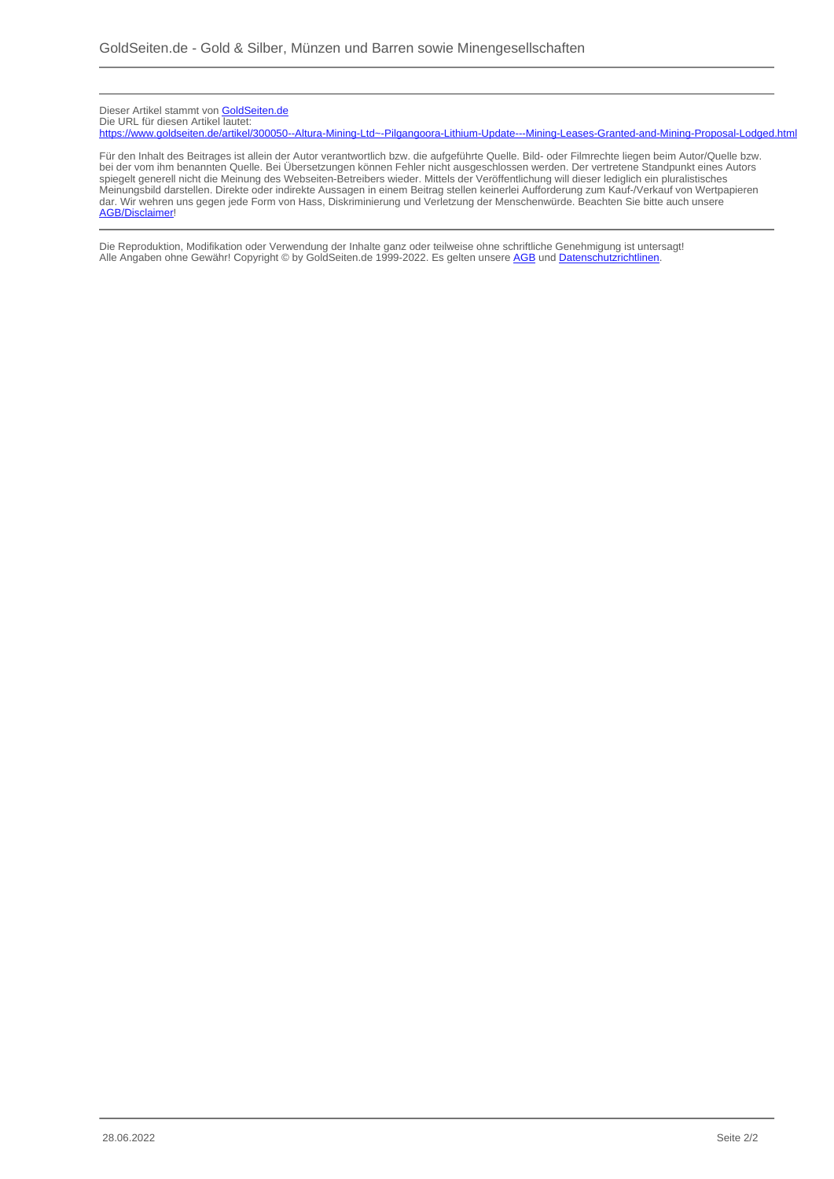Dieser Artikel stammt von GoldSeiten.de
Die URL für diesen Artikel lautet:
https://www.goldseiten.de/artikel/300050--Altura-Mining-Ltd~-Pilgangoora-Lithium-Update---Mining-Leases-Granted-and-Mining-Proposal-Lodged.html

Für den Inhalt des Beitrages ist allein der Autor verantwortlich bzw. die aufgeführte Quelle. Bild- oder Filmrechte liegen beim Autor/Quelle bzw. bei der vom ihm benannten Quelle. Bei Übersetzungen können Fehler nicht ausgeschlossen werden. Der vertretene Standpunkt eines Autors spiegelt generell nicht die Meinung des Webseiten-Betreibers wieder. Mittels der Veröffentlichung will dieser lediglich ein pluralistisches Meinungsbild darstellen. Direkte oder indirekte Aussagen in einem Beitrag stellen keinerlei Aufforderung zum Kauf-/Verkauf von Wertpapieren dar. Wir wehren uns gegen jede Form von Hass, Diskriminierung und Verletzung der Menschenwürde. Beachten Sie bitte auch unsere AGB/Disclaimer!

Die Reproduktion, Modifikation oder Verwendung der Inhalte ganz oder teilweise ohne schriftliche Genehmigung ist untersagt!
Alle Angaben ohne Gewähr! Copyright © by GoldSeiten.de 1999-2022. Es gelten unsere AGB und Datenschutzrichtlinen.